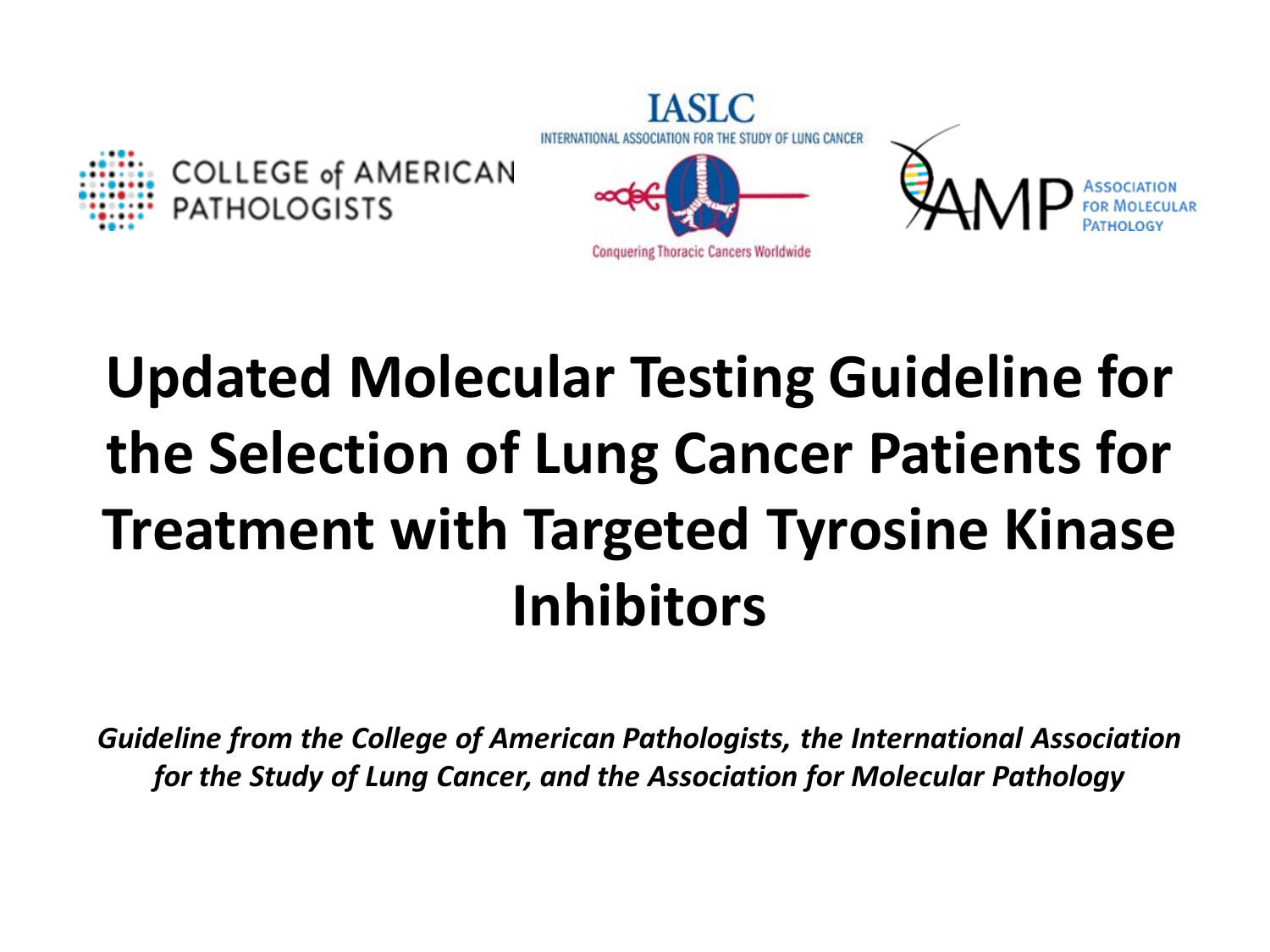COLLEGE of AMERICAN PATHOLOGISTS

IASLC
INTERNATIONAL ASSOCIATION FOR THE STUDY OF LUNG CANCER
Conquering Thoracic Cancers Worldwide

AMP ASSOCIATION FOR MOLECULAR PATHOLOGY

# Updated Molecular Testing Guideline for the Selection of Lung Cancer Patients for Treatment with Targeted Tyrosine Kinase Inhibitors

*Guideline from the College of American Pathologists, the International Association for the Study of Lung Cancer, and the Association for Molecular Pathology*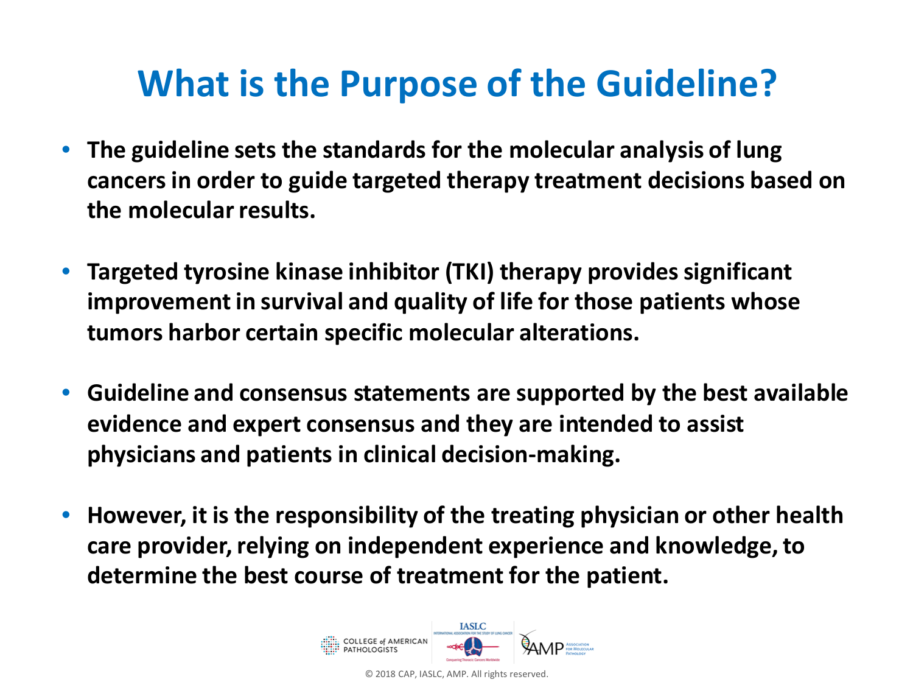# What is the Purpose of the Guideline?

- **The guideline sets the standards for the molecular analysis of lung cancers in order to guide targeted therapy treatment decisions based on the molecular results.**
- **Targeted tyrosine kinase inhibitor (TKI) therapy provides significant improvement in survival and quality of life for those patients whose tumors harbor certain specific molecular alterations.**
- **Guideline and consensus statements are supported by the best available evidence and expert consensus and they are intended to assist physicians and patients in clinical decision-making.**
- **However, it is the responsibility of the treating physician or other health care provider, relying on independent experience and knowledge, to determine the best course of treatment for the patient.**

© 2018 CAP, IASLC, AMP. All rights reserved.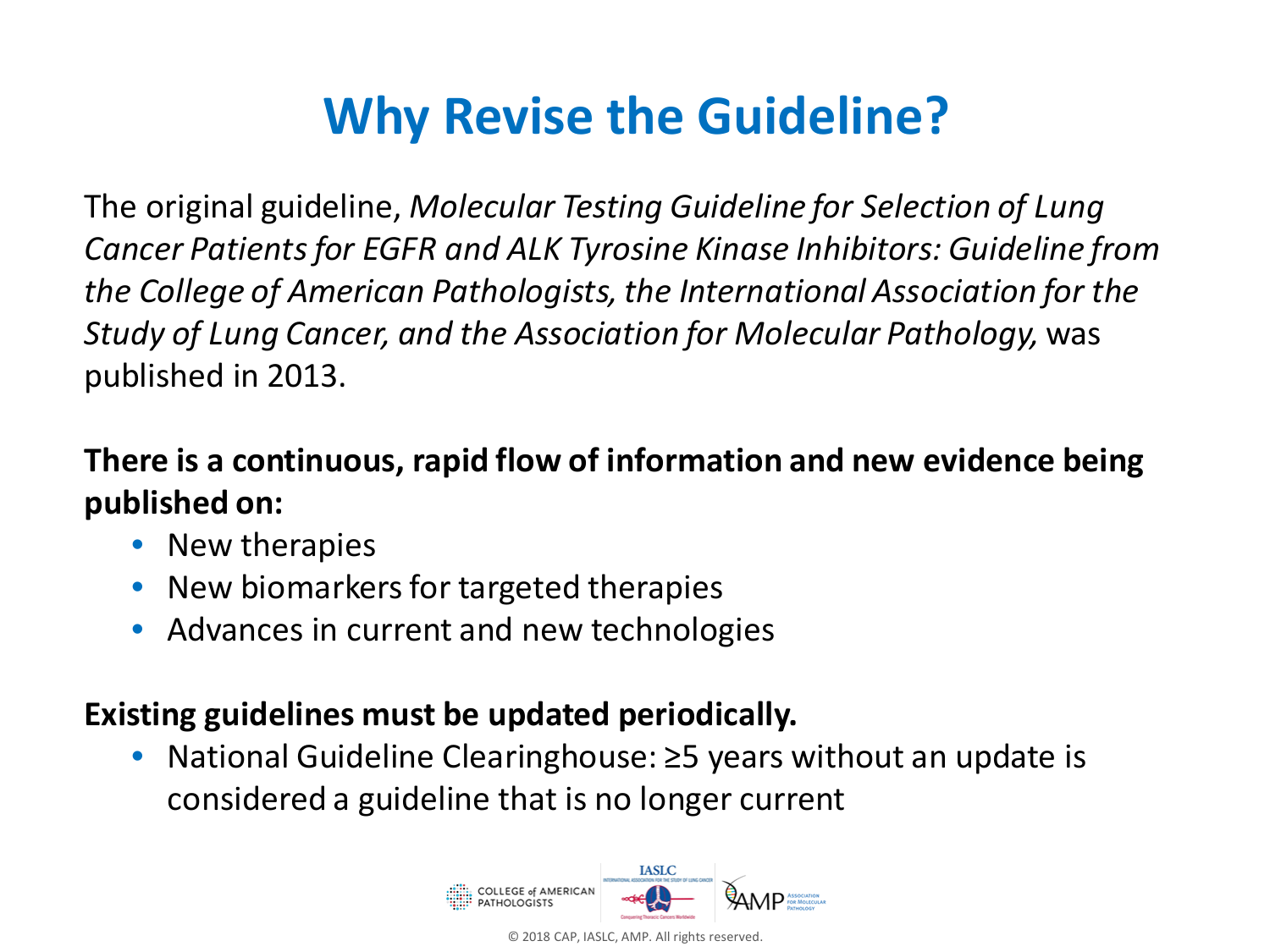# Why Revise the Guideline?

The original guideline, *Molecular Testing Guideline for Selection of Lung Cancer Patients for EGFR and ALK Tyrosine Kinase Inhibitors: Guideline from the College of American Pathologists, the International Association for the Study of Lung Cancer, and the Association for Molecular Pathology,* was published in 2013.

**There is a continuous, rapid flow of information and new evidence being published on:**

- New therapies
- New biomarkers for targeted therapies
- Advances in current and new technologies

**Existing guidelines must be updated periodically.**

- National Guideline Clearinghouse: ≥5 years without an update is considered a guideline that is no longer current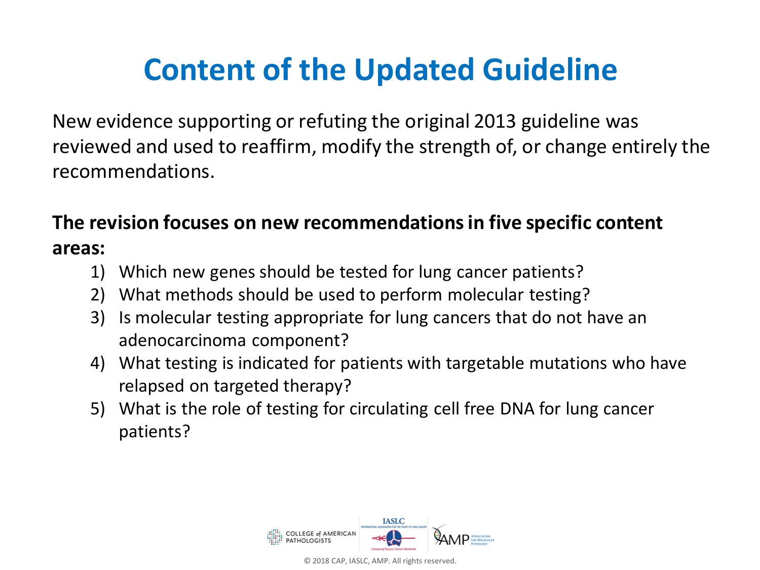# Content of the Updated Guideline

New evidence supporting or refuting the original 2013 guideline was reviewed and used to reaffirm, modify the strength of, or change entirely the recommendations.

**The revision focuses on new recommendations in five specific content areas:**

1) Which new genes should be tested for lung cancer patients?
2) What methods should be used to perform molecular testing?
3) Is molecular testing appropriate for lung cancers that do not have an adenocarcinoma component?
4) What testing is indicated for patients with targetable mutations who have relapsed on targeted therapy?
5) What is the role of testing for circulating cell free DNA for lung cancer patients?

© 2018 CAP, IASLC, AMP. All rights reserved.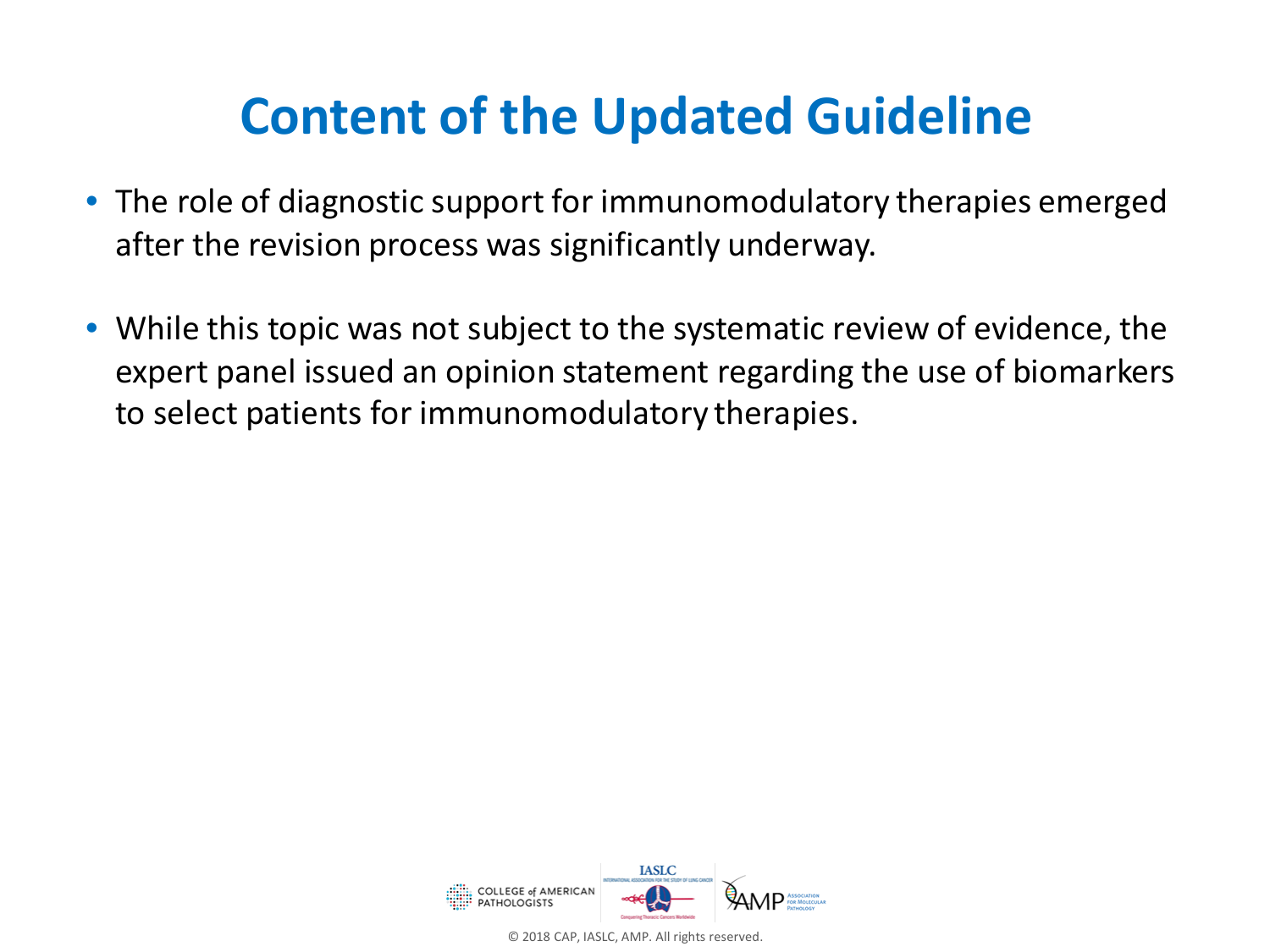# Content of the Updated Guideline

- The role of diagnostic support for immunomodulatory therapies emerged after the revision process was significantly underway.
- While this topic was not subject to the systematic review of evidence, the expert panel issued an opinion statement regarding the use of biomarkers to select patients for immunomodulatory therapies.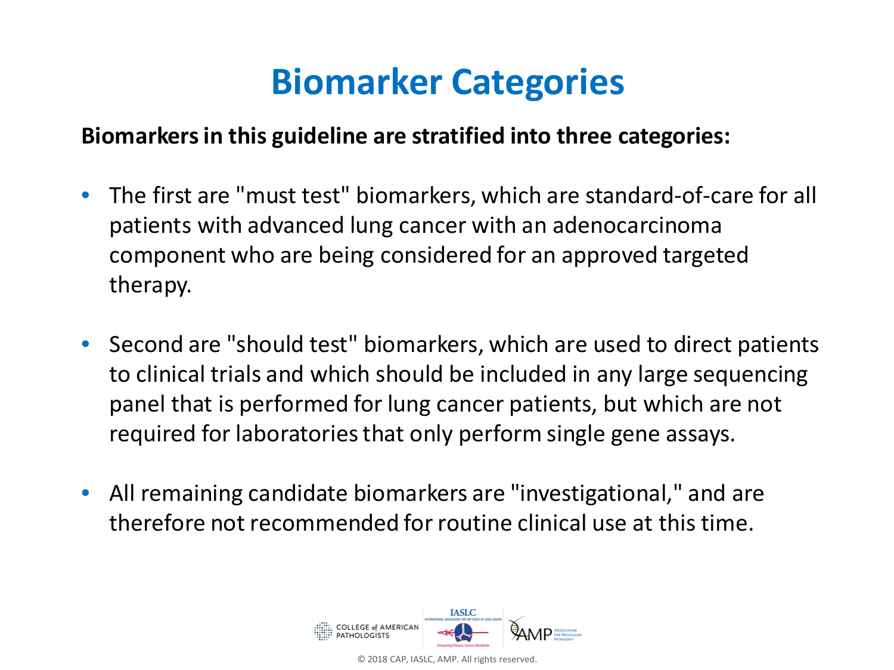# Biomarker Categories

**Biomarkers in this guideline are stratified into three categories:**

- The first are "must test" biomarkers, which are standard-of-care for all patients with advanced lung cancer with an adenocarcinoma component who are being considered for an approved targeted therapy.
- Second are "should test" biomarkers, which are used to direct patients to clinical trials and which should be included in any large sequencing panel that is performed for lung cancer patients, but which are not required for laboratories that only perform single gene assays.
- All remaining candidate biomarkers are "investigational," and are therefore not recommended for routine clinical use at this time.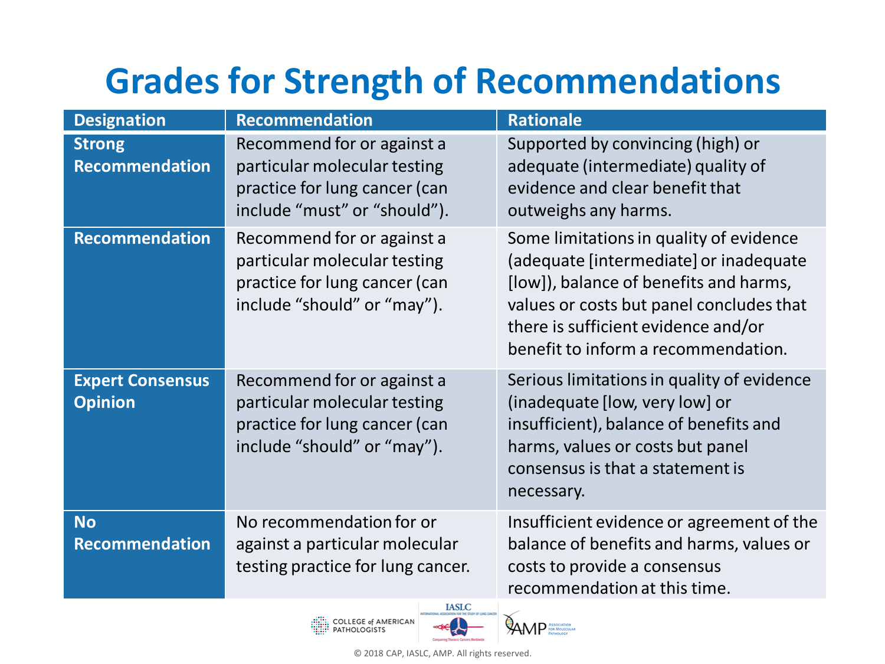# Grades for Strength of Recommendations

| Designation | Recommendation | Rationale |
| --- | --- | --- |
| **Strong Recommendation** | Recommend for or against a particular molecular testing practice for lung cancer (can include “must” or “should”). | Supported by convincing (high) or adequate (intermediate) quality of evidence and clear benefit that outweighs any harms. |
| **Recommendation** | Recommend for or against a particular molecular testing practice for lung cancer (can include “should” or “may”). | Some limitations in quality of evidence (adequate [intermediate] or inadequate [low]), balance of benefits and harms, values or costs but panel concludes that there is sufficient evidence and/or benefit to inform a recommendation. |
| **Expert Consensus Opinion** | Recommend for or against a particular molecular testing practice for lung cancer (can include “should” or “may”). | Serious limitations in quality of evidence (inadequate [low, very low] or insufficient), balance of benefits and harms, values or costs but panel consensus is that a statement is necessary. |
| **No Recommendation** | No recommendation for or against a particular molecular testing practice for lung cancer. | Insufficient evidence or agreement of the balance of benefits and harms, values or costs to provide a consensus recommendation at this time. |

© 2018 CAP, IASLC, AMP. All rights reserved.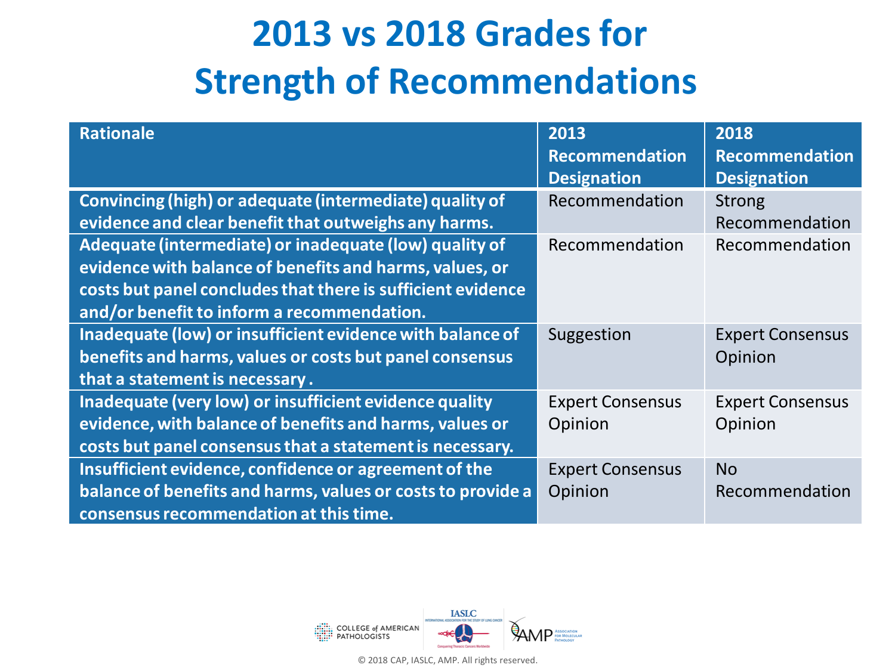# 2013 vs 2018 Grades for Strength of Recommendations

| Rationale | 2013 Recommendation Designation | 2018 Recommendation Designation |
|---|---|---|
| Convincing (high) or adequate (intermediate) quality of evidence and clear benefit that outweighs any harms. | Recommendation | Strong Recommendation |
| Adequate (intermediate) or inadequate (low) quality of evidence with balance of benefits and harms, values, or costs but panel concludes that there is sufficient evidence and/or benefit to inform a recommendation. | Recommendation | Recommendation |
| Inadequate (low) or insufficient evidence with balance of benefits and harms, values or costs but panel consensus that a statement is necessary . | Suggestion | Expert Consensus Opinion |
| Inadequate (very low) or insufficient evidence quality evidence, with balance of benefits and harms, values or costs but panel consensus that a statement is necessary. | Expert Consensus Opinion | Expert Consensus Opinion |
| Insufficient evidence, confidence or agreement of the balance of benefits and harms, values or costs to provide a consensus recommendation at this time. | Expert Consensus Opinion | No Recommendation |

© 2018 CAP, IASLC, AMP. All rights reserved.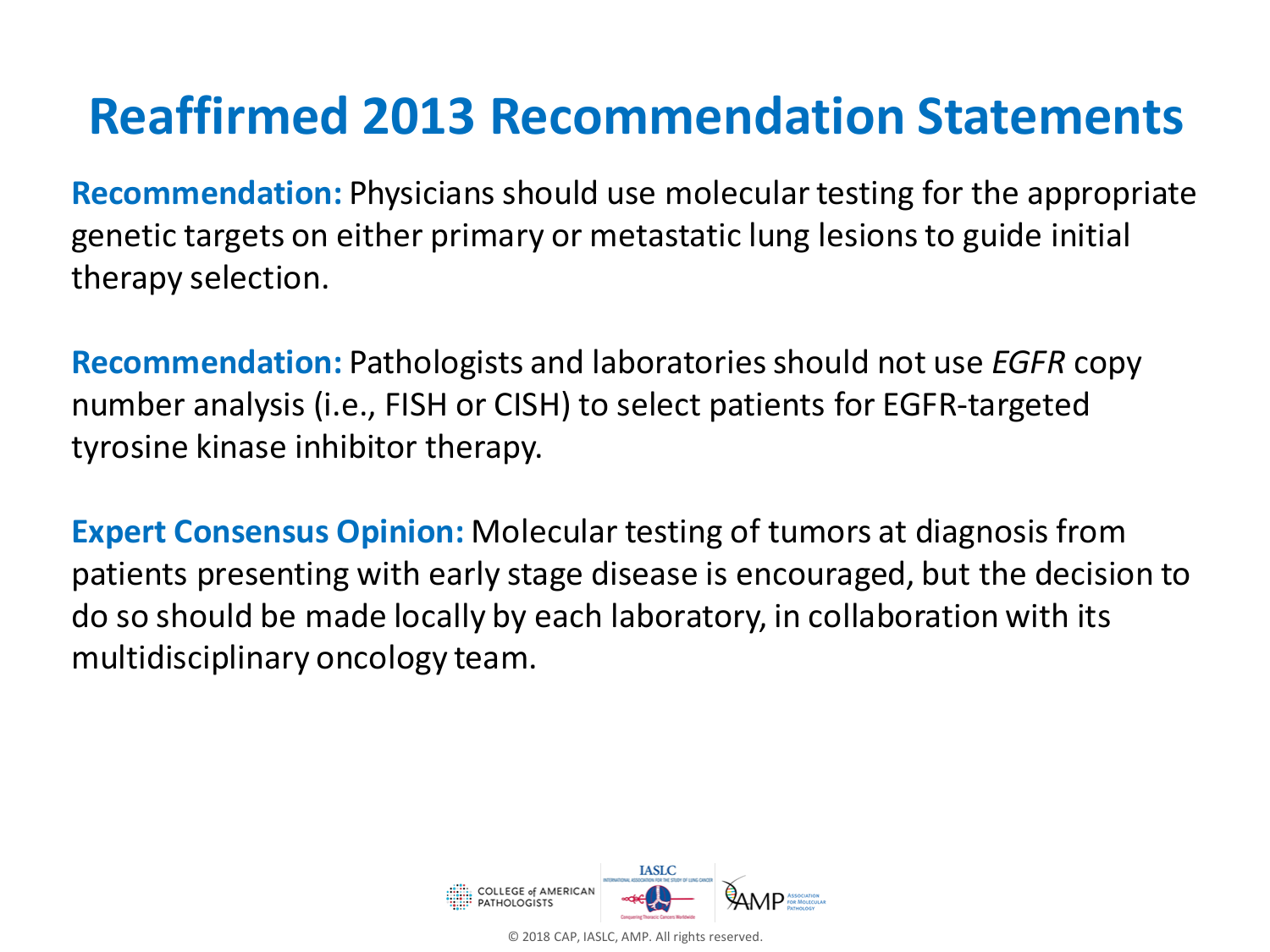# Reaffirmed 2013 Recommendation Statements

**Recommendation:** Physicians should use molecular testing for the appropriate genetic targets on either primary or metastatic lung lesions to guide initial therapy selection.

**Recommendation:** Pathologists and laboratories should not use *EGFR* copy number analysis (i.e., FISH or CISH) to select patients for EGFR-targeted tyrosine kinase inhibitor therapy.

**Expert Consensus Opinion:** Molecular testing of tumors at diagnosis from patients presenting with early stage disease is encouraged, but the decision to do so should be made locally by each laboratory, in collaboration with its multidisciplinary oncology team.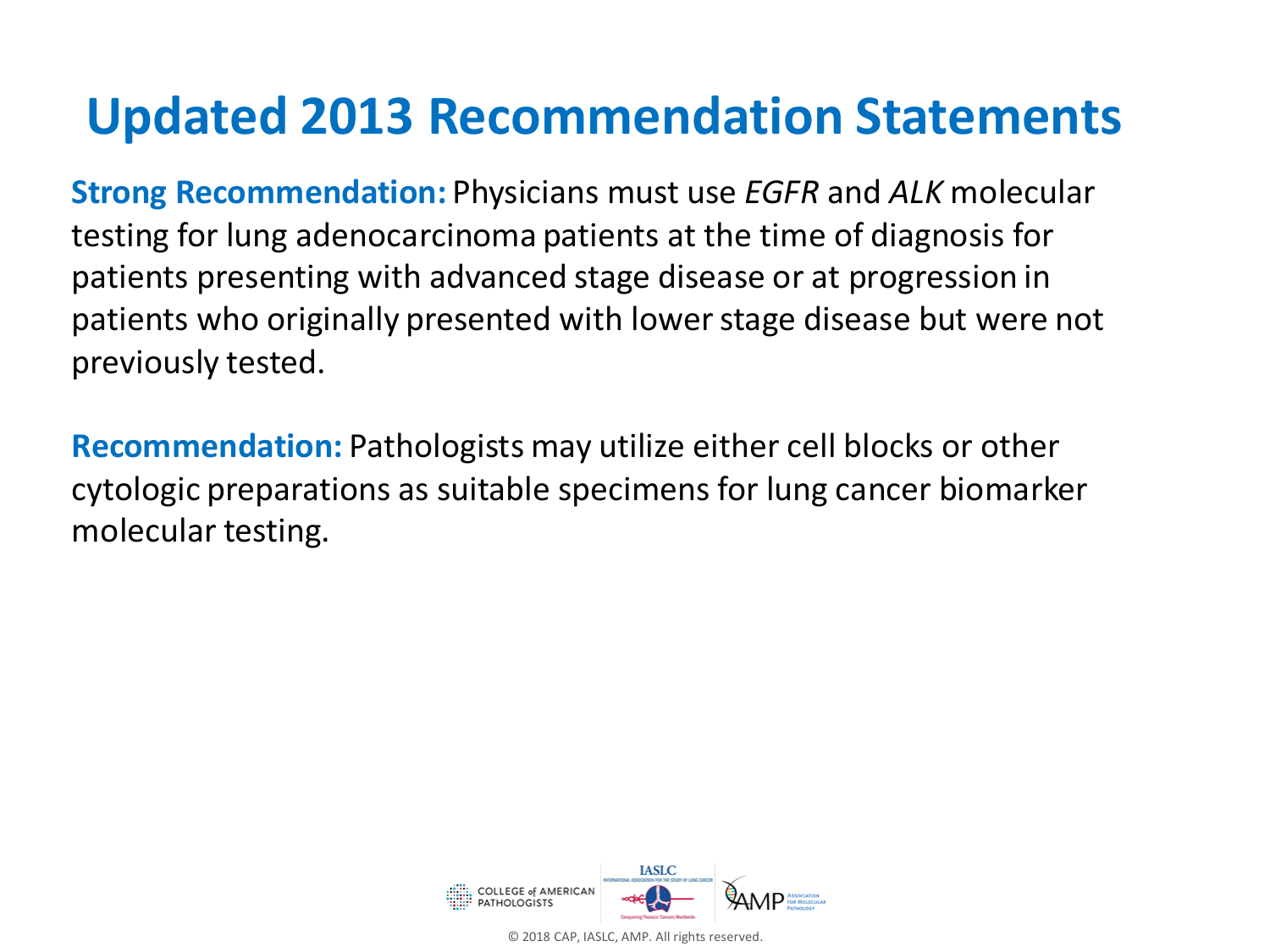# Updated 2013 Recommendation Statements

**Strong Recommendation:** Physicians must use *EGFR* and *ALK* molecular testing for lung adenocarcinoma patients at the time of diagnosis for patients presenting with advanced stage disease or at progression in patients who originally presented with lower stage disease but were not previously tested.

**Recommendation:** Pathologists may utilize either cell blocks or other cytologic preparations as suitable specimens for lung cancer biomarker molecular testing.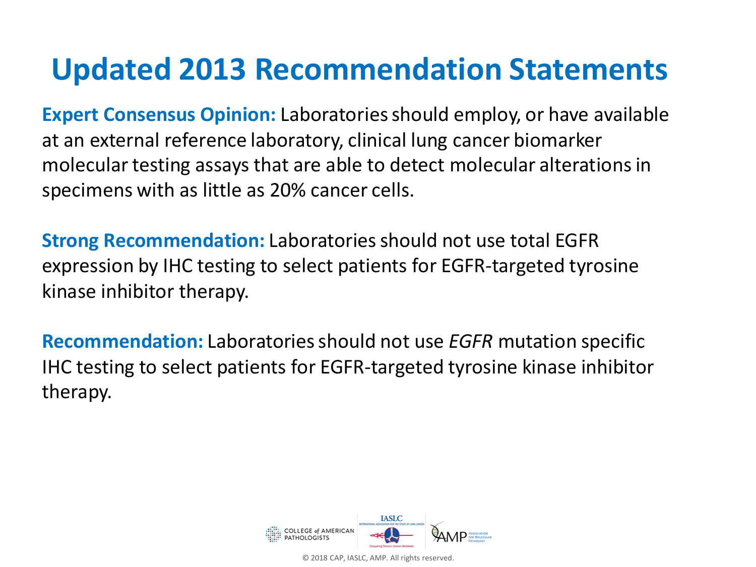# Updated 2013 Recommendation Statements

**Expert Consensus Opinion:** Laboratories should employ, or have available at an external reference laboratory, clinical lung cancer biomarker molecular testing assays that are able to detect molecular alterations in specimens with as little as 20% cancer cells.

**Strong Recommendation:** Laboratories should not use total EGFR expression by IHC testing to select patients for EGFR-targeted tyrosine kinase inhibitor therapy.

**Recommendation:** Laboratories should not use *EGFR* mutation specific IHC testing to select patients for EGFR-targeted tyrosine kinase inhibitor therapy.

© 2018 CAP, IASLC, AMP. All rights reserved.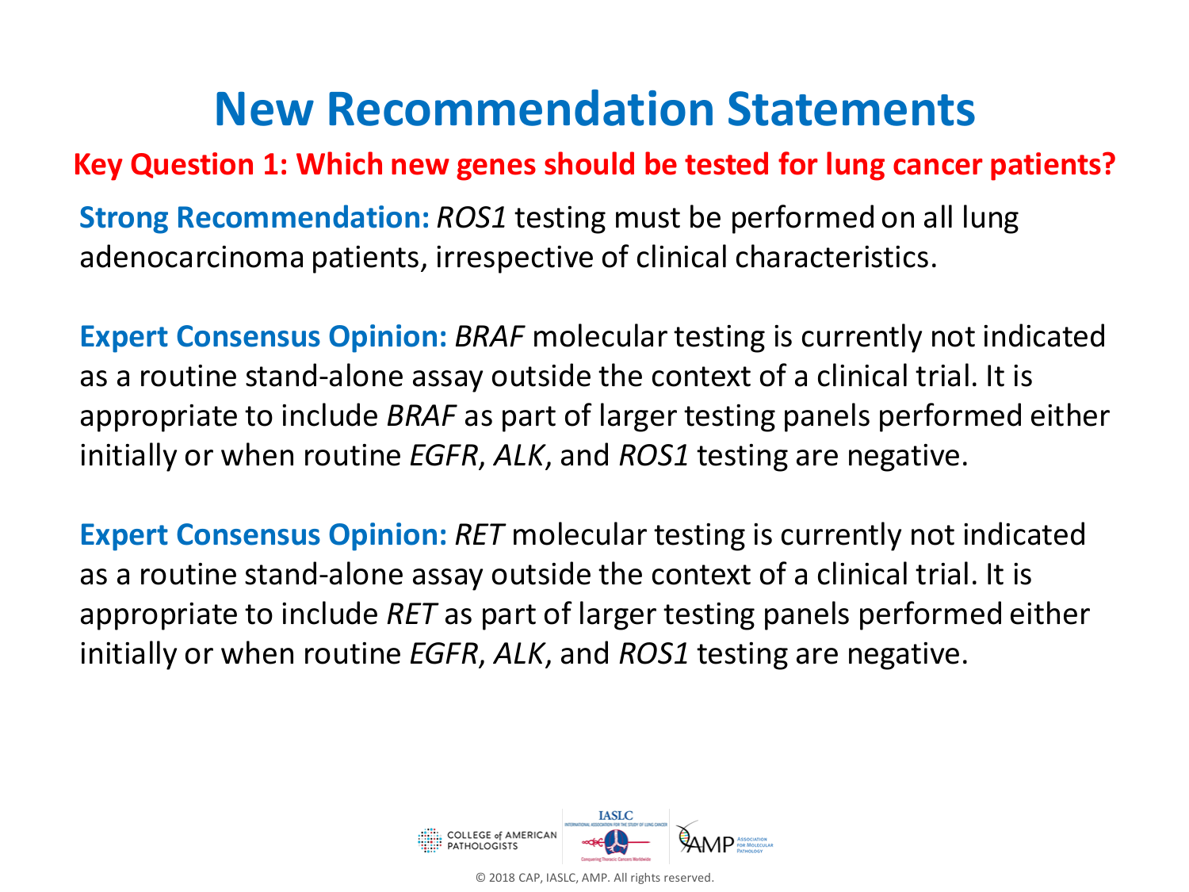# New Recommendation Statements

## Key Question 1: Which new genes should be tested for lung cancer patients?

**Strong Recommendation:** *ROS1* testing must be performed on all lung adenocarcinoma patients, irrespective of clinical characteristics.

**Expert Consensus Opinion:** *BRAF* molecular testing is currently not indicated as a routine stand-alone assay outside the context of a clinical trial. It is appropriate to include *BRAF* as part of larger testing panels performed either initially or when routine *EGFR*, *ALK*, and *ROS1* testing are negative.

**Expert Consensus Opinion:** *RET* molecular testing is currently not indicated as a routine stand-alone assay outside the context of a clinical trial. It is appropriate to include *RET* as part of larger testing panels performed either initially or when routine *EGFR*, *ALK*, and *ROS1* testing are negative.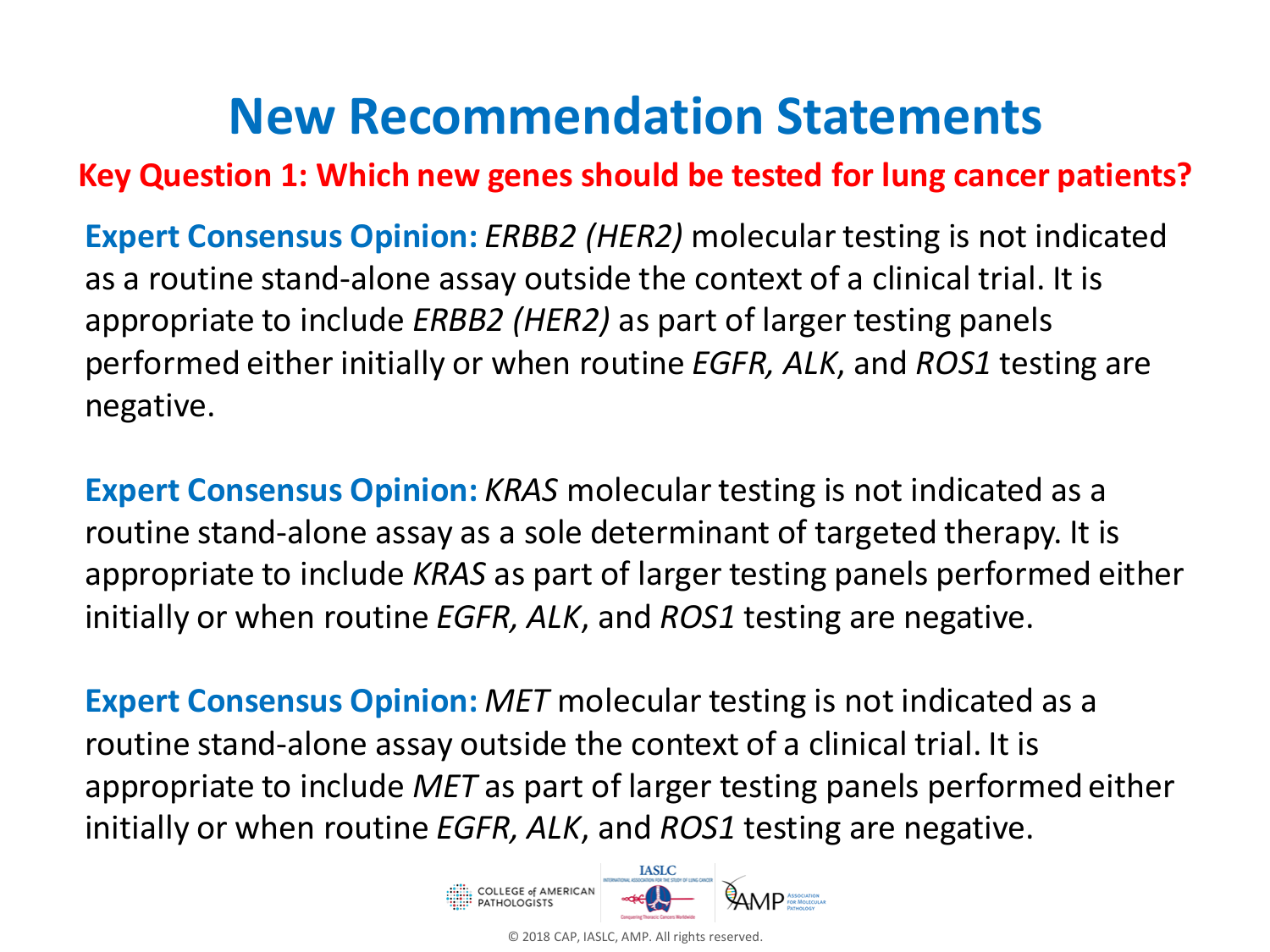# New Recommendation Statements

**Key Question 1: Which new genes should be tested for lung cancer patients?**

**Expert Consensus Opinion:** *ERBB2 (HER2)* molecular testing is not indicated as a routine stand-alone assay outside the context of a clinical trial. It is appropriate to include *ERBB2 (HER2)* as part of larger testing panels performed either initially or when routine *EGFR, ALK*, and *ROS1* testing are negative.

**Expert Consensus Opinion:** *KRAS* molecular testing is not indicated as a routine stand-alone assay as a sole determinant of targeted therapy. It is appropriate to include *KRAS* as part of larger testing panels performed either initially or when routine *EGFR, ALK*, and *ROS1* testing are negative.

**Expert Consensus Opinion:** *MET* molecular testing is not indicated as a routine stand-alone assay outside the context of a clinical trial. It is appropriate to include *MET* as part of larger testing panels performed either initially or when routine *EGFR, ALK*, and *ROS1* testing are negative.

© 2018 CAP, IASLC, AMP. All rights reserved.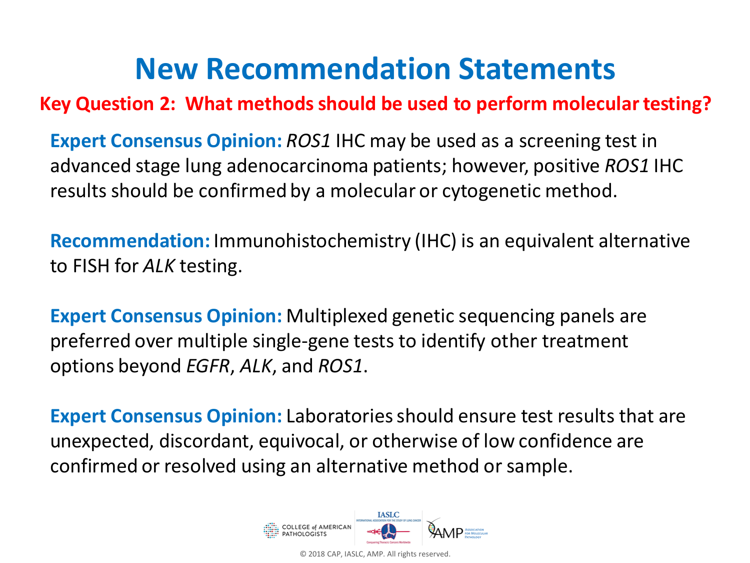# New Recommendation Statements

## Key Question 2: What methods should be used to perform molecular testing?

**Expert Consensus Opinion:** *ROS1* IHC may be used as a screening test in advanced stage lung adenocarcinoma patients; however, positive *ROS1* IHC results should be confirmed by a molecular or cytogenetic method.

**Recommendation:** Immunohistochemistry (IHC) is an equivalent alternative to FISH for *ALK* testing.

**Expert Consensus Opinion:** Multiplexed genetic sequencing panels are preferred over multiple single-gene tests to identify other treatment options beyond *EGFR*, *ALK*, and *ROS1*.

**Expert Consensus Opinion:** Laboratories should ensure test results that are unexpected, discordant, equivocal, or otherwise of low confidence are confirmed or resolved using an alternative method or sample.

© 2018 CAP, IASLC, AMP. All rights reserved.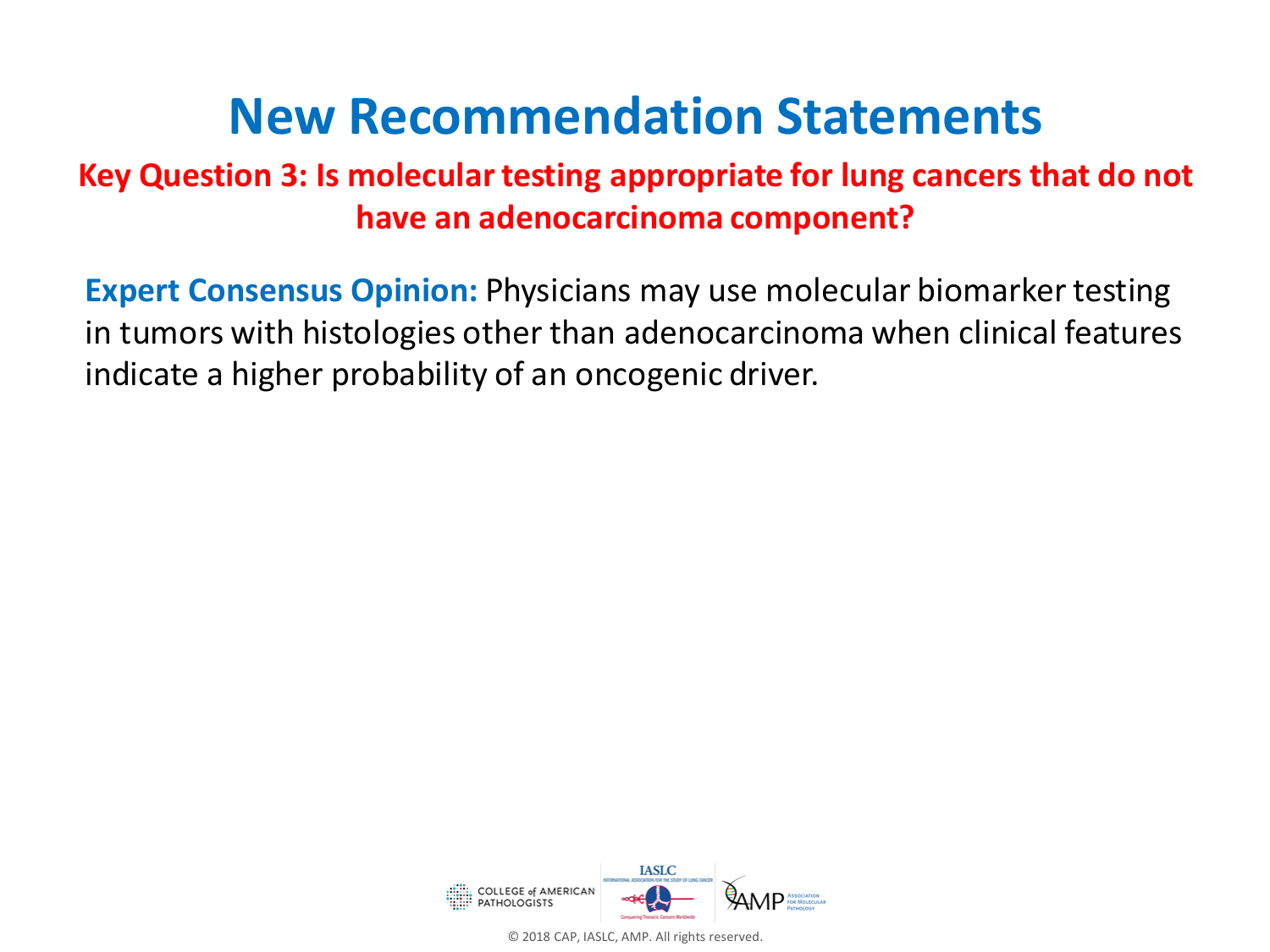# New Recommendation Statements

**Key Question 3: Is molecular testing appropriate for lung cancers that do not have an adenocarcinoma component?**

**Expert Consensus Opinion:** Physicians may use molecular biomarker testing in tumors with histologies other than adenocarcinoma when clinical features indicate a higher probability of an oncogenic driver.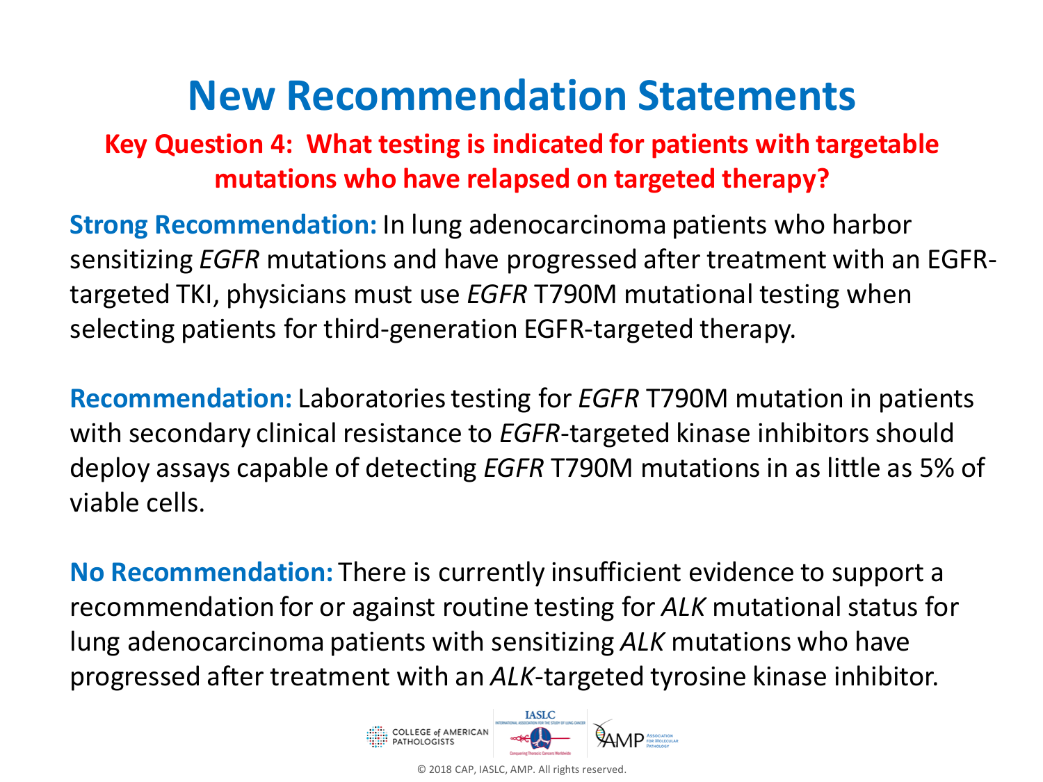# New Recommendation Statements

## Key Question 4: What testing is indicated for patients with targetable mutations who have relapsed on targeted therapy?

**Strong Recommendation:** In lung adenocarcinoma patients who harbor sensitizing *EGFR* mutations and have progressed after treatment with an EGFR-targeted TKI, physicians must use *EGFR* T790M mutational testing when selecting patients for third-generation EGFR-targeted therapy.

**Recommendation:** Laboratories testing for *EGFR* T790M mutation in patients with secondary clinical resistance to *EGFR*-targeted kinase inhibitors should deploy assays capable of detecting *EGFR* T790M mutations in as little as 5% of viable cells.

**No Recommendation:** There is currently insufficient evidence to support a recommendation for or against routine testing for *ALK* mutational status for lung adenocarcinoma patients with sensitizing *ALK* mutations who have progressed after treatment with an *ALK*-targeted tyrosine kinase inhibitor.

COLLEGE of AMERICAN PATHOLOGISTS | IASLC | AMP ASSOCIATION FOR MOLECULAR PATHOLOGY

© 2018 CAP, IASLC, AMP. All rights reserved.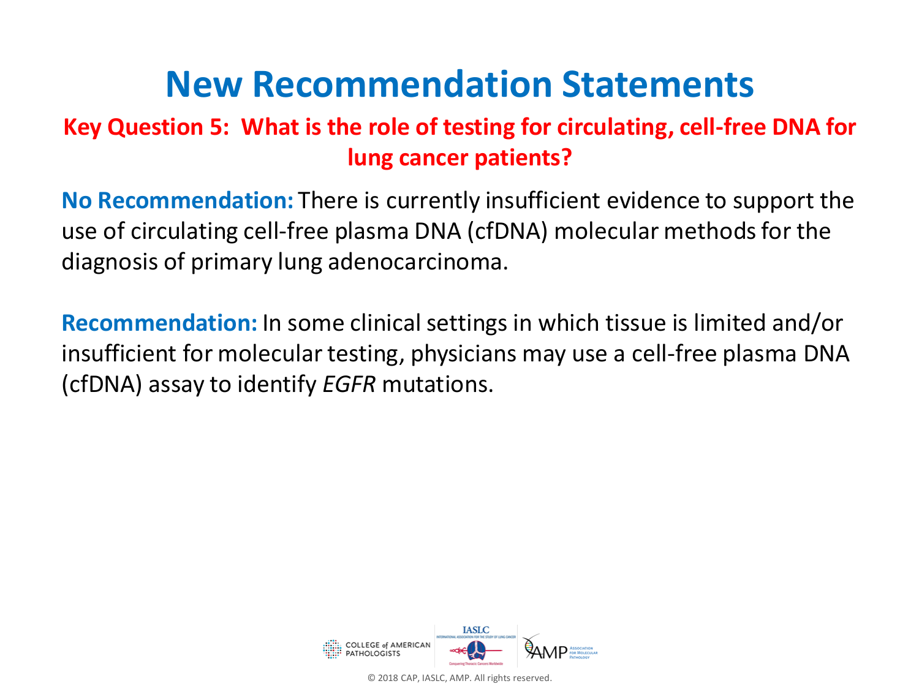# New Recommendation Statements

**Key Question 5: What is the role of testing for circulating, cell-free DNA for lung cancer patients?**

**No Recommendation:** There is currently insufficient evidence to support the use of circulating cell-free plasma DNA (cfDNA) molecular methods for the diagnosis of primary lung adenocarcinoma.

**Recommendation:** In some clinical settings in which tissue is limited and/or insufficient for molecular testing, physicians may use a cell-free plasma DNA (cfDNA) assay to identify *EGFR* mutations.

© 2018 CAP, IASLC, AMP. All rights reserved.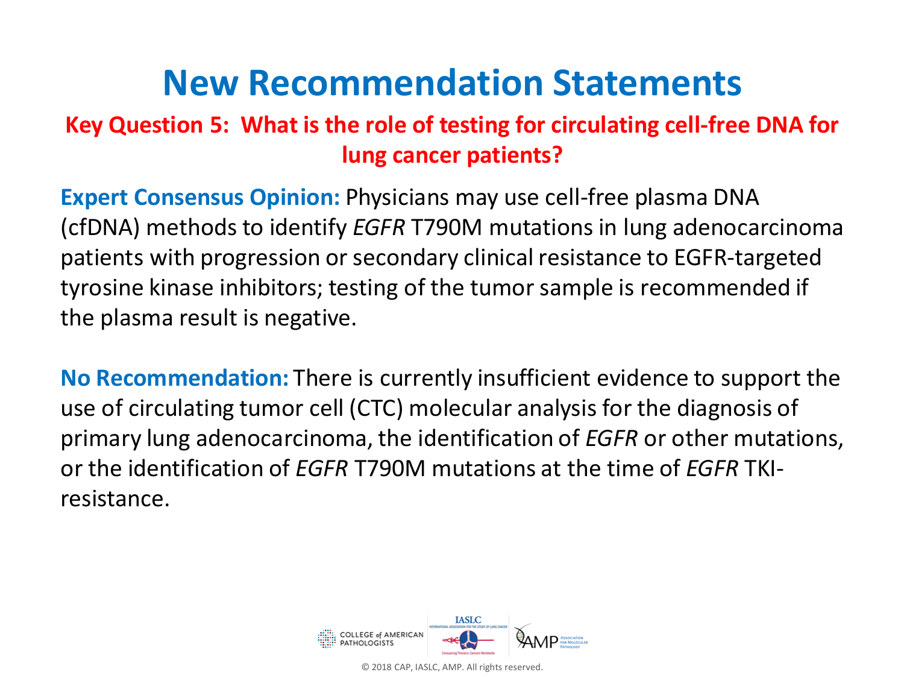# New Recommendation Statements

## Key Question 5: What is the role of testing for circulating cell-free DNA for lung cancer patients?

**Expert Consensus Opinion:** Physicians may use cell-free plasma DNA (cfDNA) methods to identify *EGFR* T790M mutations in lung adenocarcinoma patients with progression or secondary clinical resistance to EGFR-targeted tyrosine kinase inhibitors; testing of the tumor sample is recommended if the plasma result is negative.

**No Recommendation:** There is currently insufficient evidence to support the use of circulating tumor cell (CTC) molecular analysis for the diagnosis of primary lung adenocarcinoma, the identification of *EGFR* or other mutations, or the identification of *EGFR* T790M mutations at the time of *EGFR* TKI-resistance.

© 2018 CAP, IASLC, AMP. All rights reserved.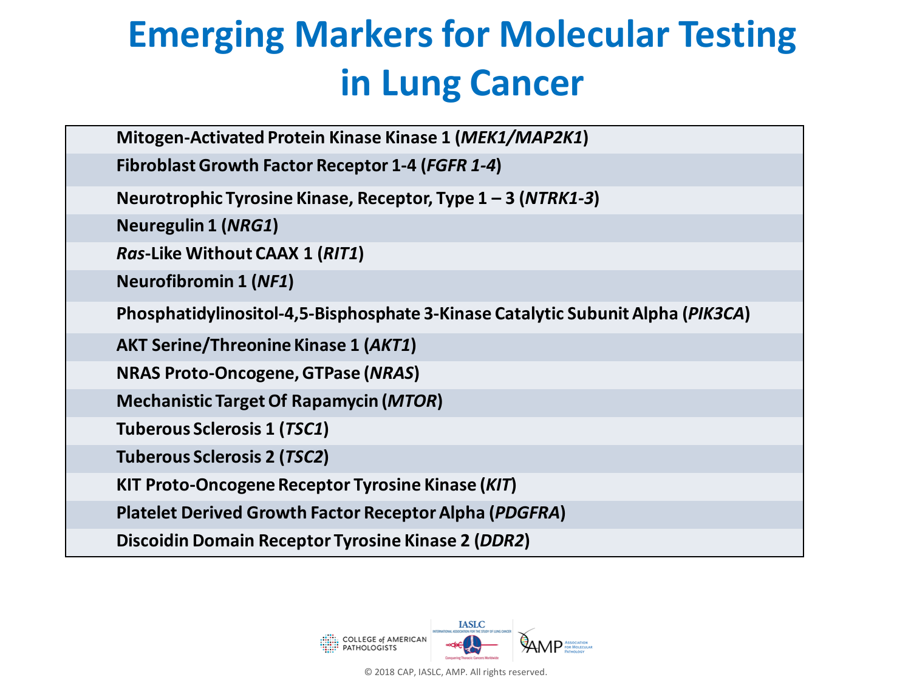# Emerging Markers for Molecular Testing in Lung Cancer

| |
|---|
| **Mitogen-Activated Protein Kinase Kinase 1 (*MEK1/MAP2K1*)** |
| **Fibroblast Growth Factor Receptor 1-4 (*FGFR 1-4*)** |
| **Neurotrophic Tyrosine Kinase, Receptor, Type 1 – 3 (*NTRK1-3*)** |
| **Neuregulin 1 (*NRG1*)** |
| ***Ras*-Like Without CAAX 1 (*RIT1*)** |
| **Neurofibromin 1 (*NF1*)** |
| **Phosphatidylinositol-4,5-Bisphosphate 3-Kinase Catalytic Subunit Alpha (*PIK3CA*)** |
| **AKT Serine/Threonine Kinase 1 (*AKT1*)** |
| **NRAS Proto-Oncogene, GTPase (*NRAS*)** |
| **Mechanistic Target Of Rapamycin (*MTOR*)** |
| **Tuberous Sclerosis 1 (*TSC1*)** |
| **Tuberous Sclerosis 2 (*TSC2*)** |
| **KIT Proto-Oncogene Receptor Tyrosine Kinase (*KIT*)** |
| **Platelet Derived Growth Factor Receptor Alpha (*PDGFRA*)** |
| **Discoidin Domain Receptor Tyrosine Kinase 2 (*DDR2*)** |

© 2018 CAP, IASLC, AMP. All rights reserved.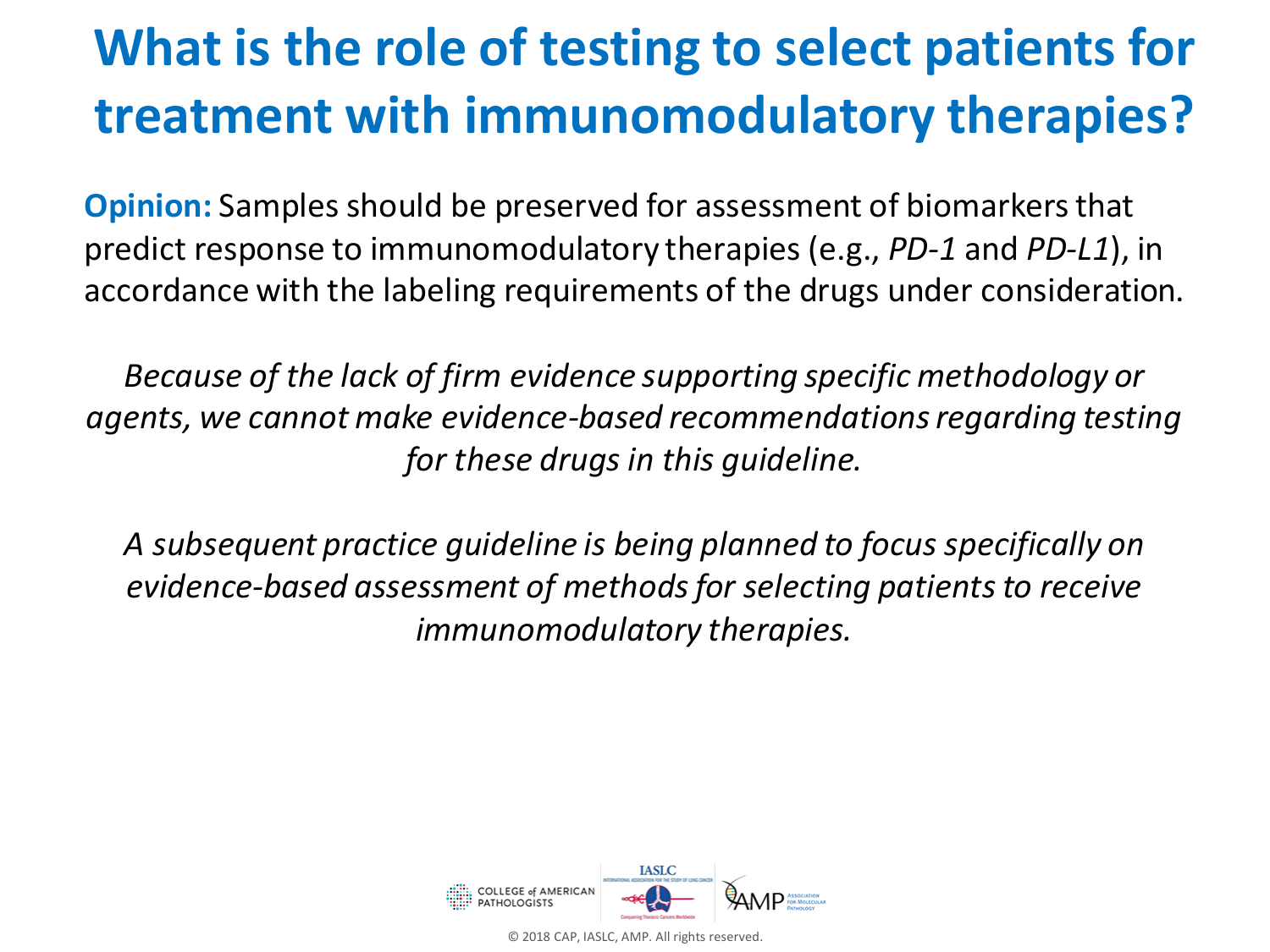# What is the role of testing to select patients for treatment with immunomodulatory therapies?

**Opinion:** Samples should be preserved for assessment of biomarkers that predict response to immunomodulatory therapies (e.g., *PD-1* and *PD-L1*), in accordance with the labeling requirements of the drugs under consideration.

*Because of the lack of firm evidence supporting specific methodology or agents, we cannot make evidence-based recommendations regarding testing for these drugs in this guideline.*

*A subsequent practice guideline is being planned to focus specifically on evidence-based assessment of methods for selecting patients to receive immunomodulatory therapies.*

© 2018 CAP, IASLC, AMP. All rights reserved.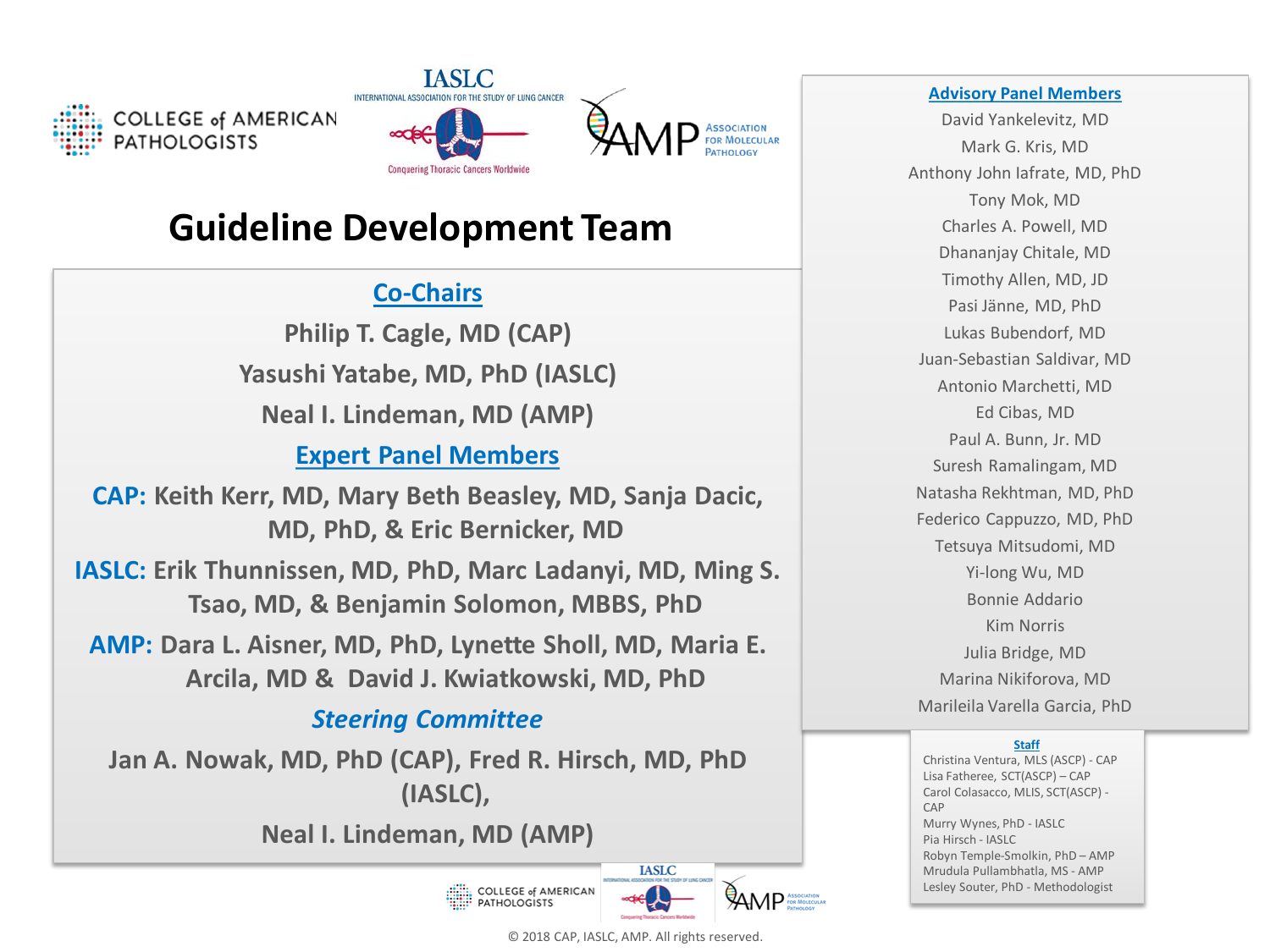# Guideline Development Team

## Co-Chairs

Philip T. Cagle, MD (CAP)

Yasushi Yatabe, MD, PhD (IASLC)

Neal I. Lindeman, MD (AMP)

## Expert Panel Members

**CAP:** Keith Kerr, MD, Mary Beth Beasley, MD, Sanja Dacic, MD, PhD, & Eric Bernicker, MD

**IASLC:** Erik Thunnissen, MD, PhD, Marc Ladanyi, MD, Ming S. Tsao, MD, & Benjamin Solomon, MBBS, PhD

**AMP:** Dara L. Aisner, MD, PhD, Lynette Sholl, MD, Maria E. Arcila, MD & David J. Kwiatkowski, MD, PhD

## *Steering Committee*

Jan A. Nowak, MD, PhD (CAP), Fred R. Hirsch, MD, PhD (IASLC),

Neal I. Lindeman, MD (AMP)

## Advisory Panel Members

David Yankelevitz, MD
Mark G. Kris, MD
Anthony John Iafrate, MD, PhD
Tony Mok, MD
Charles A. Powell, MD
Dhananjay Chitale, MD
Timothy Allen, MD, JD
Pasi Jänne, MD, PhD
Lukas Bubendorf, MD
Juan-Sebastian Saldivar, MD
Antonio Marchetti, MD
Ed Cibas, MD
Paul A. Bunn, Jr. MD
Suresh Ramalingam, MD
Natasha Rekhtman, MD, PhD
Federico Cappuzzo, MD, PhD
Tetsuya Mitsudomi, MD
Yi-long Wu, MD
Bonnie Addario
Kim Norris
Julia Bridge, MD
Marina Nikiforova, MD
Marileila Varella Garcia, PhD

## Staff

Christina Ventura, MLS (ASCP) - CAP
Lisa Fatheree, SCT(ASCP) – CAP
Carol Colasacco, MLIS, SCT(ASCP) - CAP
Murry Wynes, PhD - IASLC
Pia Hirsch - IASLC
Robyn Temple-Smolkin, PhD – AMP
Mrudula Pullambhatla, MS - AMP
Lesley Souter, PhD - Methodologist

© 2018 CAP, IASLC, AMP. All rights reserved.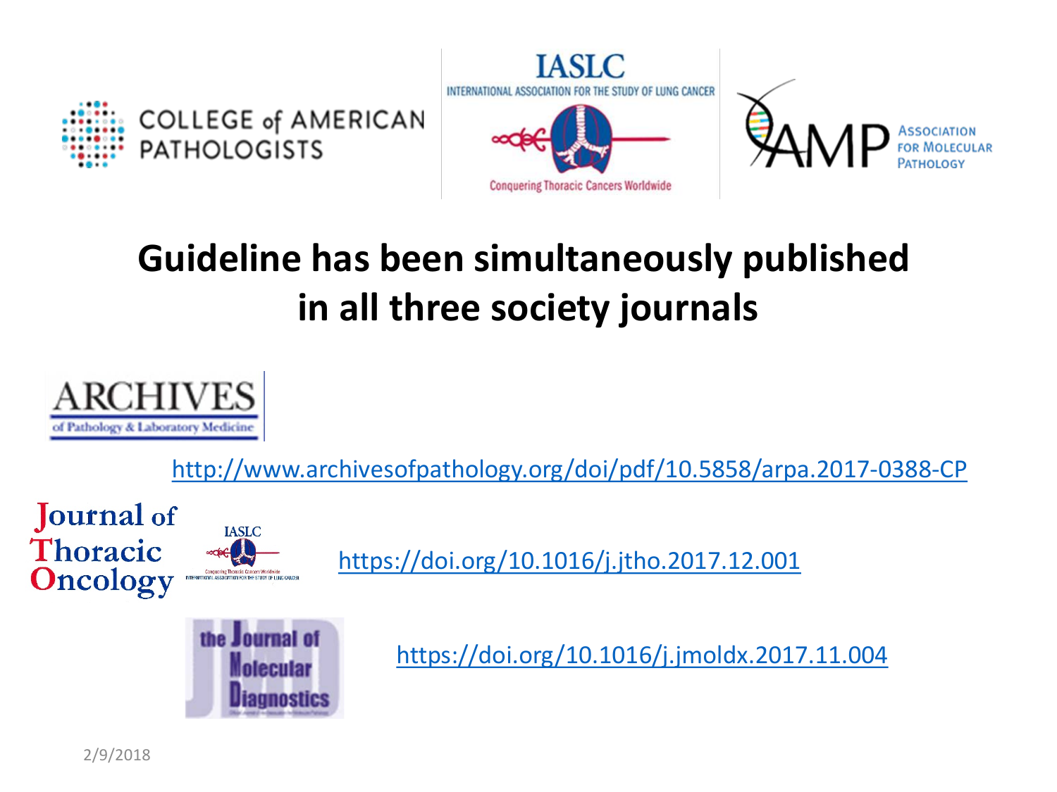COLLEGE of AMERICAN PATHOLOGISTS

IASLC
INTERNATIONAL ASSOCIATION FOR THE STUDY OF LUNG CANCER
Conquering Thoracic Cancers Worldwide

AMP ASSOCIATION FOR MOLECULAR PATHOLOGY

# Guideline has been simultaneously published in all three society journals

ARCHIVES of Pathology & Laboratory Medicine

http://www.archivesofpathology.org/doi/pdf/10.5858/arpa.2017-0388-CP

Journal of Thoracic Oncology

https://doi.org/10.1016/j.jtho.2017.12.001

the Journal of Molecular Diagnostics

https://doi.org/10.1016/j.jmoldx.2017.11.004

2/9/2018